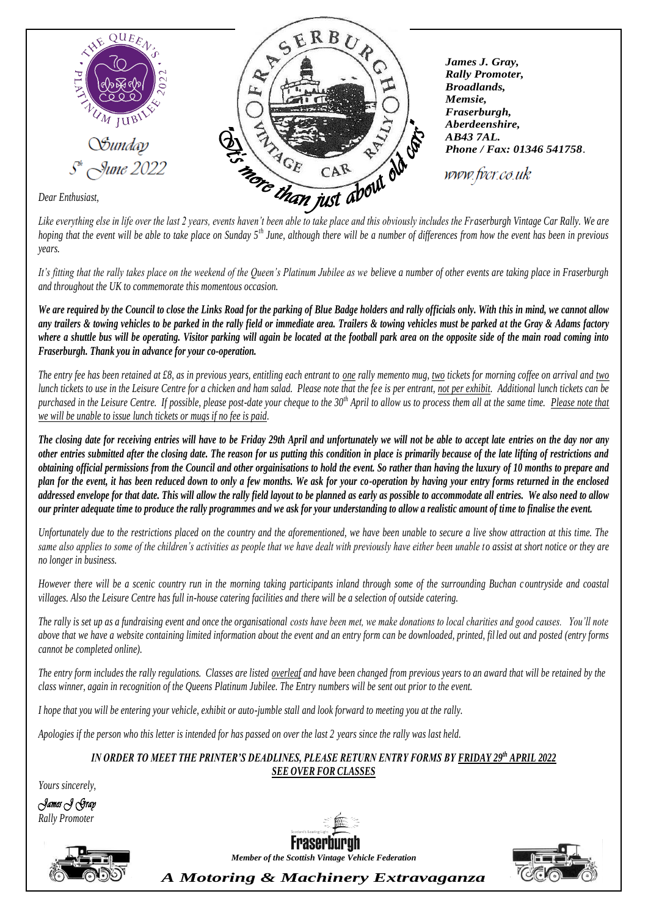THE QUEEN'S PLATINUM JUBILEE 2022

*Sunday 5th June 2022*

FRASERBURGH VINTAGE CAR RALLY

*"It's more than just about old cars"*

***James J. Gray,***
***Rally Promoter,***
***Broadlands,***
***Memsie,***
***Fraserburgh,***
***Aberdeenshire,***
***AB43 7AL.***
***Phone / Fax: 01346 541758.***

*www.fvcr.co.uk*

*Dear Enthusiast,*

*Like everything else in life over the last 2 years, events haven't been able to take place and this obviously includes the Fraserburgh Vintage Car Rally. We are hoping that the event will be able to take place on Sunday 5th June, although there will be a number of differences from how the event has been in previous years.*

*It's fitting that the rally takes place on the weekend of the Queen's Platinum Jubilee as we believe a number of other events are taking place in Fraserburgh and throughout the UK to commemorate this momentous occasion.*

***We are required by the Council to close the Links Road for the parking of Blue Badge holders and rally officials only. With this in mind, we cannot allow any trailers & towing vehicles to be parked in the rally field or immediate area. Trailers & towing vehicles must be parked at the Gray & Adams factory where a shuttle bus will be operating. Visitor parking will again be located at the football park area on the opposite side of the main road coming into Fraserburgh. Thank you in advance for your co-operation.***

*The entry fee has been retained at £8, as in previous years, entitling each entrant to <u>one</u> rally memento mug, <u>two</u> tickets for morning coffee on arrival and <u>two</u> lunch tickets to use in the Leisure Centre for a chicken and ham salad. Please note that the fee is per entrant, <u>not per exhibit</u>. Additional lunch tickets can be purchased in the Leisure Centre. If possible, please post-date your cheque to the 30th April to allow us to process them all at the same time. <u>Please note that we will be unable to issue lunch tickets or mugs if no fee is paid</u>.*

***The closing date for receiving entries will have to be Friday 29th April and unfortunately we will not be able to accept late entries on the day nor any other entries submitted after the closing date. The reason for us putting this condition in place is primarily because of the late lifting of restrictions and obtaining official permissions from the Council and other oirgainisations to hold the event. So rather than having the luxury of 10 months to prepare and plan for the event, it has been reduced down to only a few months. We ask for your co-operation by having your entry forms returned in the enclosed addressed envelope for that date. This will allow the rally field layout to be planned as early as possible to accommodate all entries. We also need to allow our printer adequate time to produce the rally programmes and we ask for your understanding to allow a realistic amount of time to finalise the event.***

*Unfortunately due to the restrictions placed on the country and the aforementioned, we have been unable to secure a live show attraction at this time. The same also applies to some of the children's activities as people that we have dealt with previously have either been unable to assist at short notice or they are no longer in business.*

*However there will be a scenic country run in the morning taking participants inland through some of the surrounding Buchan countryside and coastal villages. Also the Leisure Centre has full in-house catering facilities and there will be a selection of outside catering.*

*The rally is set up as a fundraising event and once the organisational costs have been met, we make donations to local charities and good causes. You'll note above that we have a website containing limited information about the event and an entry form can be downloaded, printed, filled out and posted (entry forms cannot be completed online).*

*The entry form includes the rally regulations. Classes are listed <u>overleaf</u> and have been changed from previous years to an award that will be retained by the class winner, again in recognition of the Queens Platinum Jubilee. The Entry numbers will be sent out prior to the event.*

*I hope that you will be entering your vehicle, exhibit or auto-jumble stall and look forward to meeting you at the rally.*

*Apologies if the person who this letter is intended for has passed on over the last 2 years since the rally was last held.*

***IN ORDER TO MEET THE PRINTER'S DEADLINES, PLEASE RETURN ENTRY FORMS BY <u>FRIDAY 29th APRIL 2022</u>***
***<u>SEE OVER FOR CLASSES</u>***

*Yours sincerely,*

*James J Gray*
*Rally Promoter*

Scotland's Leading Light Fraserburgh

***Member of the Scottish Vintage Vehicle Federation***

***A Motoring & Machinery Extravaganza***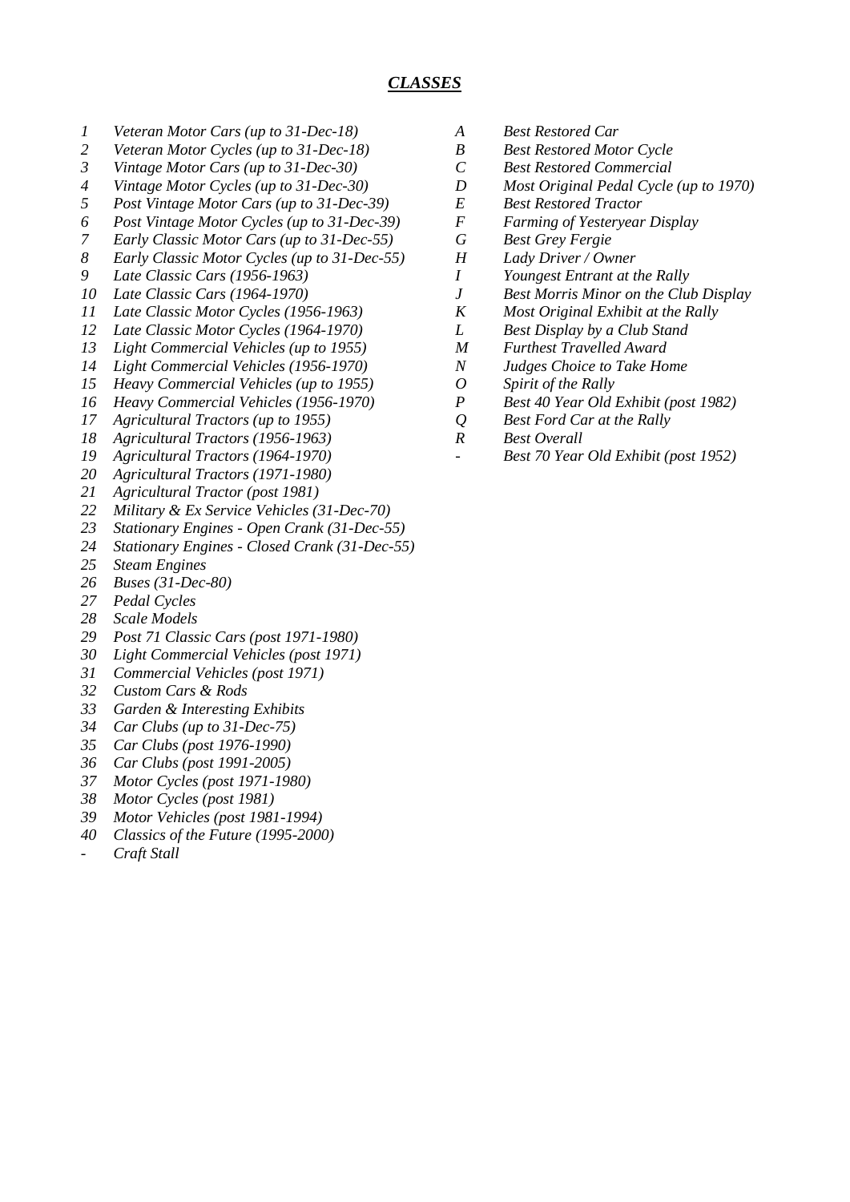## ***CLASSES***

*1 Veteran Motor Cars (up to 31-Dec-18)*
*2 Veteran Motor Cycles (up to 31-Dec-18)*
*3 Vintage Motor Cars (up to 31-Dec-30)*
*4 Vintage Motor Cycles (up to 31-Dec-30)*
*5 Post Vintage Motor Cars (up to 31-Dec-39)*
*6 Post Vintage Motor Cycles (up to 31-Dec-39)*
*7 Early Classic Motor Cars (up to 31-Dec-55)*
*8 Early Classic Motor Cycles (up to 31-Dec-55)*
*9 Late Classic Cars (1956-1963)*
*10 Late Classic Cars (1964-1970)*
*11 Late Classic Motor Cycles (1956-1963)*
*12 Late Classic Motor Cycles (1964-1970)*
*13 Light Commercial Vehicles (up to 1955)*
*14 Light Commercial Vehicles (1956-1970)*
*15 Heavy Commercial Vehicles (up to 1955)*
*16 Heavy Commercial Vehicles (1956-1970)*
*17 Agricultural Tractors (up to 1955)*
*18 Agricultural Tractors (1956-1963)*
*19 Agricultural Tractors (1964-1970)*
*20 Agricultural Tractors (1971-1980)*
*21 Agricultural Tractor (post 1981)*
*22 Military & Ex Service Vehicles (31-Dec-70)*
*23 Stationary Engines - Open Crank (31-Dec-55)*
*24 Stationary Engines - Closed Crank (31-Dec-55)*
*25 Steam Engines*
*26 Buses (31-Dec-80)*
*27 Pedal Cycles*
*28 Scale Models*
*29 Post 71 Classic Cars (post 1971-1980)*
*30 Light Commercial Vehicles (post 1971)*
*31 Commercial Vehicles (post 1971)*
*32 Custom Cars & Rods*
*33 Garden & Interesting Exhibits*
*34 Car Clubs (up to 31-Dec-75)*
*35 Car Clubs (post 1976-1990)*
*36 Car Clubs (post 1991-2005)*
*37 Motor Cycles (post 1971-1980)*
*38 Motor Cycles (post 1981)*
*39 Motor Vehicles (post 1981-1994)*
*40 Classics of the Future (1995-2000)*
*- Craft Stall*

*A Best Restored Car*
*B Best Restored Motor Cycle*
*C Best Restored Commercial*
*D Most Original Pedal Cycle (up to 1970)*
*E Best Restored Tractor*
*F Farming of Yesteryear Display*
*G Best Grey Fergie*
*H Lady Driver / Owner*
*I Youngest Entrant at the Rally*
*J Best Morris Minor on the Club Display*
*K Most Original Exhibit at the Rally*
*L Best Display by a Club Stand*
*M Furthest Travelled Award*
*N Judges Choice to Take Home*
*O Spirit of the Rally*
*P Best 40 Year Old Exhibit (post 1982)*
*Q Best Ford Car at the Rally*
*R Best Overall*
*- Best 70 Year Old Exhibit (post 1952)*